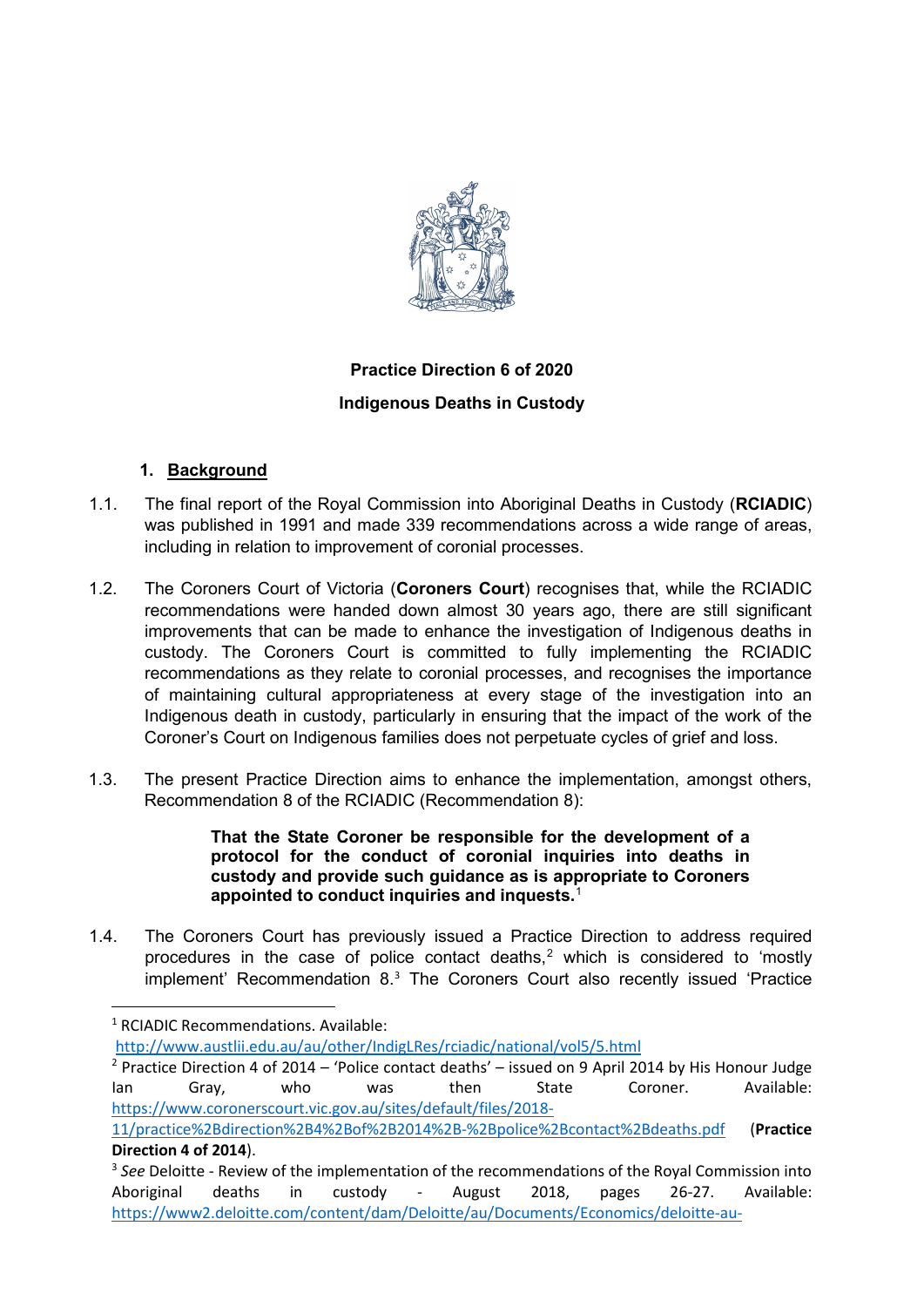**Practice Direction 6 of 2020**

**Indigenous Deaths in Custody**

## 1. Background

1.1. The final report of the Royal Commission into Aboriginal Deaths in Custody (**RCIADIC**) was published in 1991 and made 339 recommendations across a wide range of areas, including in relation to improvement of coronial processes.

1.2. The Coroners Court of Victoria (**Coroners Court**) recognises that, while the RCIADIC recommendations were handed down almost 30 years ago, there are still significant improvements that can be made to enhance the investigation of Indigenous deaths in custody. The Coroners Court is committed to fully implementing the RCIADIC recommendations as they relate to coronial processes, and recognises the importance of maintaining cultural appropriateness at every stage of the investigation into an Indigenous death in custody, particularly in ensuring that the impact of the work of the Coroner's Court on Indigenous families does not perpetuate cycles of grief and loss.

1.3. The present Practice Direction aims to enhance the implementation, amongst others, Recommendation 8 of the RCIADIC (Recommendation 8):

> **That the State Coroner be responsible for the development of a protocol for the conduct of coronial inquiries into deaths in custody and provide such guidance as is appropriate to Coroners appointed to conduct inquiries and inquests.**[1]

1.4. The Coroners Court has previously issued a Practice Direction to address required procedures in the case of police contact deaths,[2] which is considered to 'mostly implement' Recommendation 8.[3] The Coroners Court also recently issued 'Practice

---

[1] RCIADIC Recommendations. Available: http://www.austlii.edu.au/au/other/IndigLRes/rciadic/national/vol5/5.html

[2] Practice Direction 4 of 2014 – 'Police contact deaths' – issued on 9 April 2014 by His Honour Judge Ian Gray, who was then State Coroner. Available: https://www.coronerscourt.vic.gov.au/sites/default/files/2018-11/practice%2Bdirection%2B4%2Bof%2B2014%2B-%2Bpolice%2Bcontact%2Bdeaths.pdf (**Practice Direction 4 of 2014**).

[3] *See* Deloitte - Review of the implementation of the recommendations of the Royal Commission into Aboriginal deaths in custody - August 2018, pages 26-27. Available: https://www2.deloitte.com/content/dam/Deloitte/au/Documents/Economics/deloitte-au-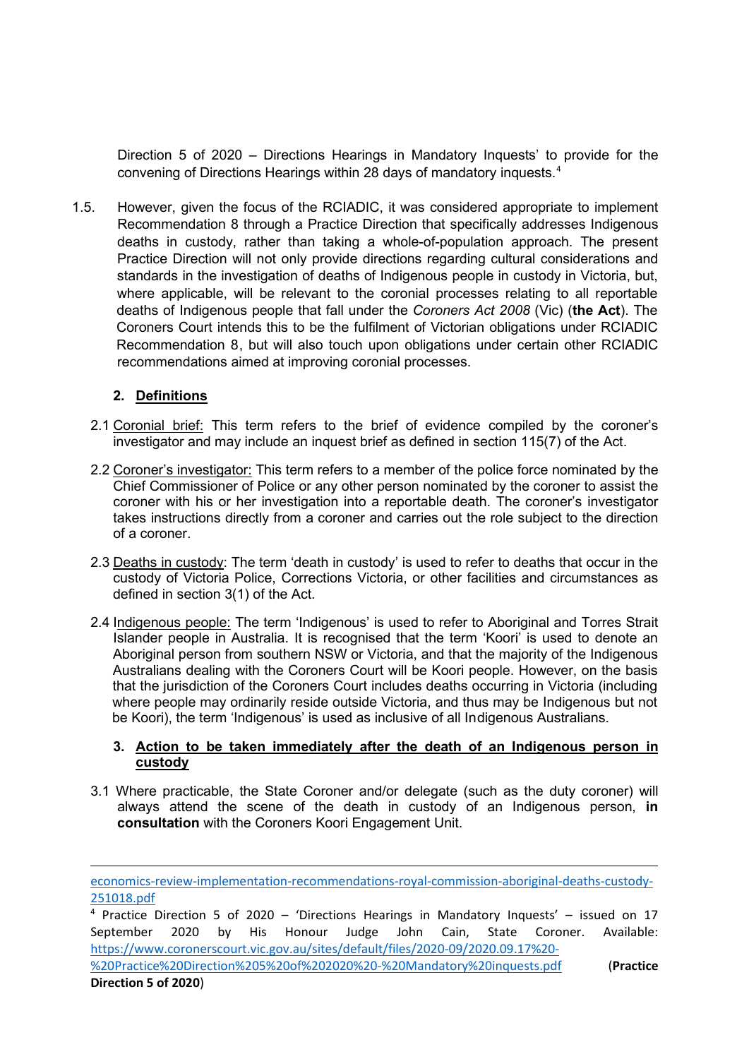Direction 5 of 2020 – Directions Hearings in Mandatory Inquests' to provide for the convening of Directions Hearings within 28 days of mandatory inquests.[4]

1.5. However, given the focus of the RCIADIC, it was considered appropriate to implement Recommendation 8 through a Practice Direction that specifically addresses Indigenous deaths in custody, rather than taking a whole-of-population approach. The present Practice Direction will not only provide directions regarding cultural considerations and standards in the investigation of deaths of Indigenous people in custody in Victoria, but, where applicable, will be relevant to the coronial processes relating to all reportable deaths of Indigenous people that fall under the *Coroners Act 2008* (Vic) (**the Act**). The Coroners Court intends this to be the fulfilment of Victorian obligations under RCIADIC Recommendation 8, but will also touch upon obligations under certain other RCIADIC recommendations aimed at improving coronial processes.

## 2. Definitions

2.1 Coronial brief: This term refers to the brief of evidence compiled by the coroner's investigator and may include an inquest brief as defined in section 115(7) of the Act.

2.2 Coroner's investigator: This term refers to a member of the police force nominated by the Chief Commissioner of Police or any other person nominated by the coroner to assist the coroner with his or her investigation into a reportable death. The coroner's investigator takes instructions directly from a coroner and carries out the role subject to the direction of a coroner.

2.3 Deaths in custody: The term 'death in custody' is used to refer to deaths that occur in the custody of Victoria Police, Corrections Victoria, or other facilities and circumstances as defined in section 3(1) of the Act.

2.4 Indigenous people: The term 'Indigenous' is used to refer to Aboriginal and Torres Strait Islander people in Australia. It is recognised that the term 'Koori' is used to denote an Aboriginal person from southern NSW or Victoria, and that the majority of the Indigenous Australians dealing with the Coroners Court will be Koori people. However, on the basis that the jurisdiction of the Coroners Court includes deaths occurring in Victoria (including where people may ordinarily reside outside Victoria, and thus may be Indigenous but not be Koori), the term 'Indigenous' is used as inclusive of all Indigenous Australians.

## 3. Action to be taken immediately after the death of an Indigenous person in custody

3.1 Where practicable, the State Coroner and/or delegate (such as the duty coroner) will always attend the scene of the death in custody of an Indigenous person, **in consultation** with the Coroners Koori Engagement Unit.

---

economics-review-implementation-recommendations-royal-commission-aboriginal-deaths-custody-251018.pdf

[4] Practice Direction 5 of 2020 – 'Directions Hearings in Mandatory Inquests' – issued on 17 September 2020 by His Honour Judge John Cain, State Coroner. Available: https://www.coronerscourt.vic.gov.au/sites/default/files/2020-09/2020.09.17%20-%20Practice%20Direction%205%20of%202020%20-%20Mandatory%20inquests.pdf (**Practice Direction 5 of 2020**)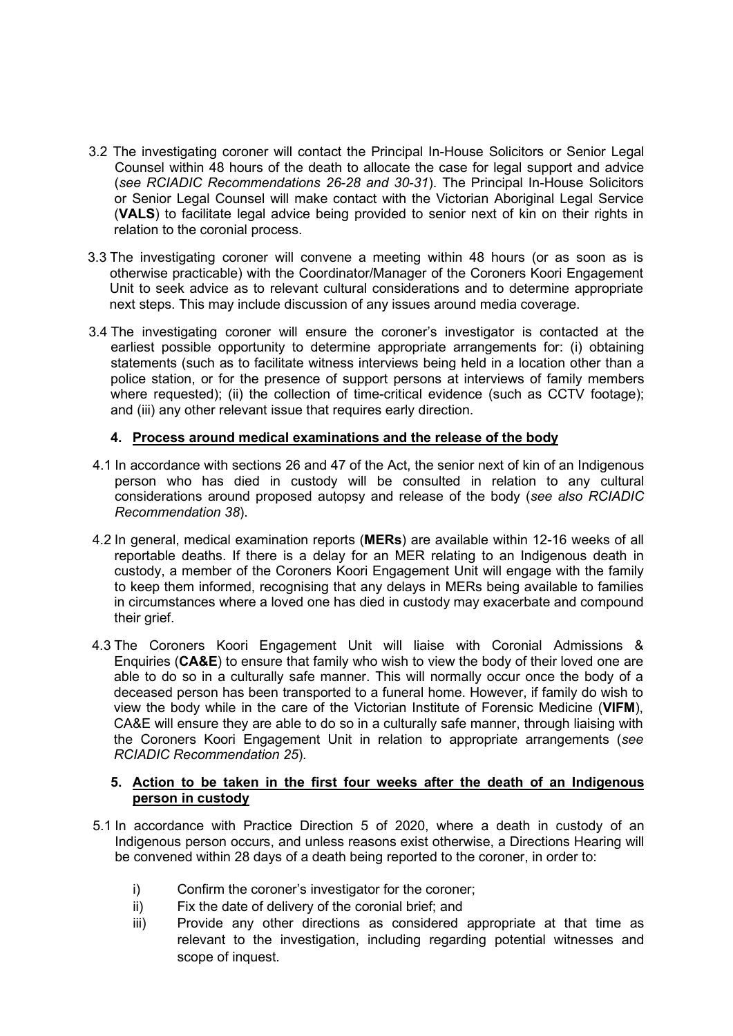3.2 The investigating coroner will contact the Principal In-House Solicitors or Senior Legal Counsel within 48 hours of the death to allocate the case for legal support and advice (*see RCIADIC Recommendations 26-28 and 30-31*). The Principal In-House Solicitors or Senior Legal Counsel will make contact with the Victorian Aboriginal Legal Service (**VALS**) to facilitate legal advice being provided to senior next of kin on their rights in relation to the coronial process.

3.3 The investigating coroner will convene a meeting within 48 hours (or as soon as is otherwise practicable) with the Coordinator/Manager of the Coroners Koori Engagement Unit to seek advice as to relevant cultural considerations and to determine appropriate next steps. This may include discussion of any issues around media coverage.

3.4 The investigating coroner will ensure the coroner's investigator is contacted at the earliest possible opportunity to determine appropriate arrangements for: (i) obtaining statements (such as to facilitate witness interviews being held in a location other than a police station, or for the presence of support persons at interviews of family members where requested); (ii) the collection of time-critical evidence (such as CCTV footage); and (iii) any other relevant issue that requires early direction.

## 4. Process around medical examinations and the release of the body

4.1 In accordance with sections 26 and 47 of the Act, the senior next of kin of an Indigenous person who has died in custody will be consulted in relation to any cultural considerations around proposed autopsy and release of the body (*see also RCIADIC Recommendation 38*).

4.2 In general, medical examination reports (**MERs**) are available within 12-16 weeks of all reportable deaths. If there is a delay for an MER relating to an Indigenous death in custody, a member of the Coroners Koori Engagement Unit will engage with the family to keep them informed, recognising that any delays in MERs being available to families in circumstances where a loved one has died in custody may exacerbate and compound their grief.

4.3 The Coroners Koori Engagement Unit will liaise with Coronial Admissions & Enquiries (**CA&E**) to ensure that family who wish to view the body of their loved one are able to do so in a culturally safe manner. This will normally occur once the body of a deceased person has been transported to a funeral home. However, if family do wish to view the body while in the care of the Victorian Institute of Forensic Medicine (**VIFM**), CA&E will ensure they are able to do so in a culturally safe manner, through liaising with the Coroners Koori Engagement Unit in relation to appropriate arrangements (*see RCIADIC Recommendation 25*).

## 5. Action to be taken in the first four weeks after the death of an Indigenous person in custody

5.1 In accordance with Practice Direction 5 of 2020, where a death in custody of an Indigenous person occurs, and unless reasons exist otherwise, a Directions Hearing will be convened within 28 days of a death being reported to the coroner, in order to:

- i) Confirm the coroner's investigator for the coroner;
- ii) Fix the date of delivery of the coronial brief; and
- iii) Provide any other directions as considered appropriate at that time as relevant to the investigation, including regarding potential witnesses and scope of inquest.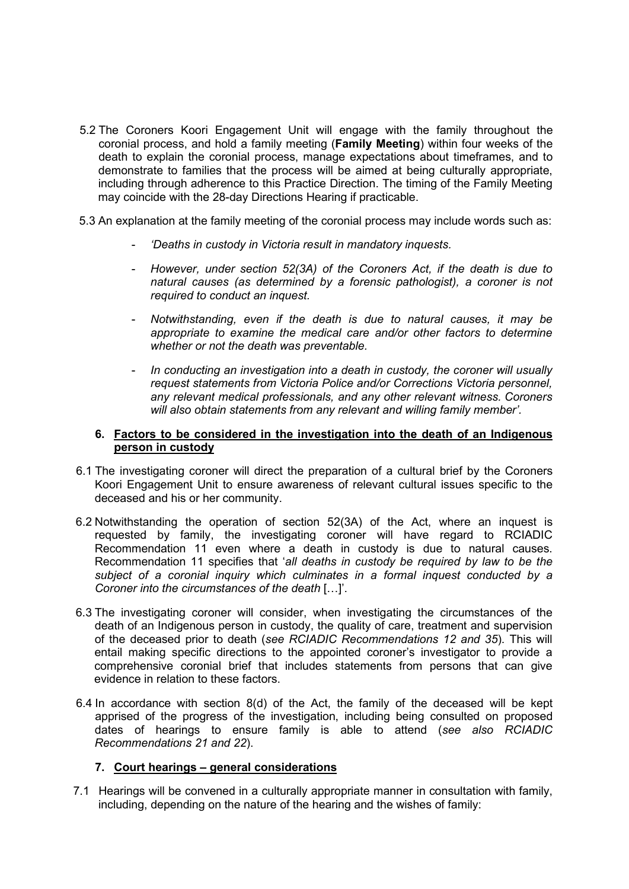5.2 The Coroners Koori Engagement Unit will engage with the family throughout the coronial process, and hold a family meeting (**Family Meeting**) within four weeks of the death to explain the coronial process, manage expectations about timeframes, and to demonstrate to families that the process will be aimed at being culturally appropriate, including through adherence to this Practice Direction. The timing of the Family Meeting may coincide with the 28-day Directions Hearing if practicable.

5.3 An explanation at the family meeting of the coronial process may include words such as:

- *'Deaths in custody in Victoria result in mandatory inquests.*
- *However, under section 52(3A) of the Coroners Act, if the death is due to natural causes (as determined by a forensic pathologist), a coroner is not required to conduct an inquest.*
- *Notwithstanding, even if the death is due to natural causes, it may be appropriate to examine the medical care and/or other factors to determine whether or not the death was preventable.*
- *In conducting an investigation into a death in custody, the coroner will usually request statements from Victoria Police and/or Corrections Victoria personnel, any relevant medical professionals, and any other relevant witness. Coroners will also obtain statements from any relevant and willing family member'.*

## 6. Factors to be considered in the investigation into the death of an Indigenous person in custody

6.1 The investigating coroner will direct the preparation of a cultural brief by the Coroners Koori Engagement Unit to ensure awareness of relevant cultural issues specific to the deceased and his or her community.

6.2 Notwithstanding the operation of section 52(3A) of the Act, where an inquest is requested by family, the investigating coroner will have regard to RCIADIC Recommendation 11 even where a death in custody is due to natural causes. Recommendation 11 specifies that '*all deaths in custody be required by law to be the subject of a coronial inquiry which culminates in a formal inquest conducted by a Coroner into the circumstances of the death* […]'.

6.3 The investigating coroner will consider, when investigating the circumstances of the death of an Indigenous person in custody, the quality of care, treatment and supervision of the deceased prior to death (*see RCIADIC Recommendations 12 and 35*). This will entail making specific directions to the appointed coroner's investigator to provide a comprehensive coronial brief that includes statements from persons that can give evidence in relation to these factors.

6.4 In accordance with section 8(d) of the Act, the family of the deceased will be kept apprised of the progress of the investigation, including being consulted on proposed dates of hearings to ensure family is able to attend (*see also RCIADIC Recommendations 21 and 22*).

## 7. Court hearings – general considerations

7.1 Hearings will be convened in a culturally appropriate manner in consultation with family, including, depending on the nature of the hearing and the wishes of family: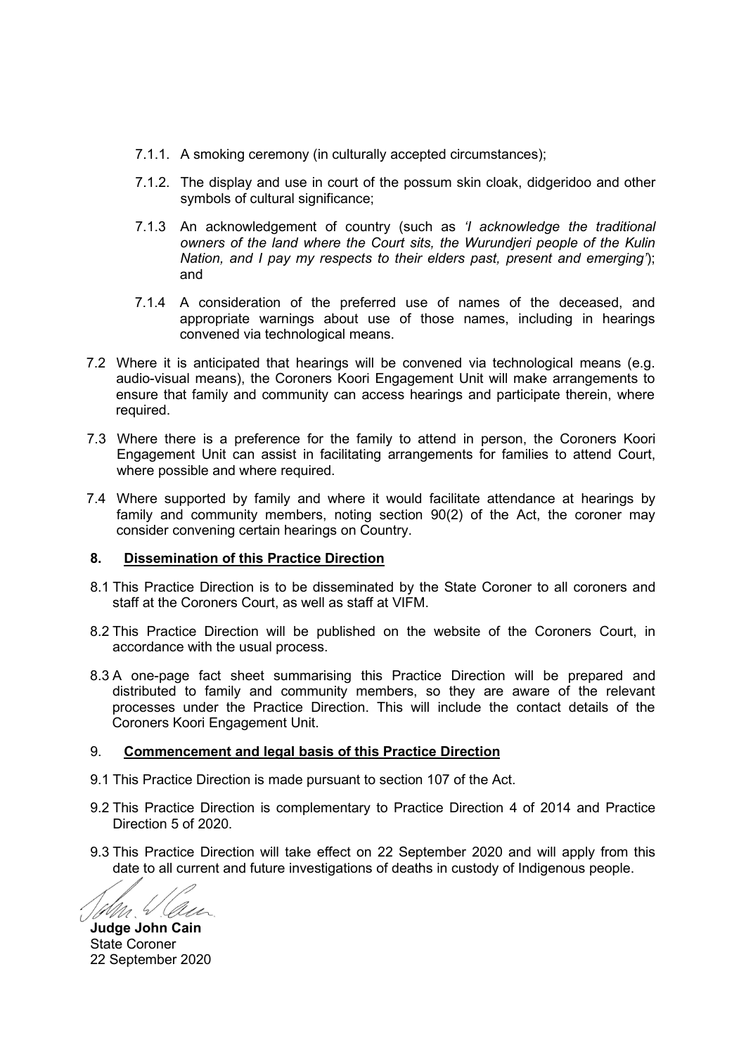7.1.1. A smoking ceremony (in culturally accepted circumstances);

7.1.2. The display and use in court of the possum skin cloak, didgeridoo and other symbols of cultural significance;

7.1.3 An acknowledgement of country (such as *'I acknowledge the traditional owners of the land where the Court sits, the Wurundjeri people of the Kulin Nation, and I pay my respects to their elders past, present and emerging'*); and

7.1.4 A consideration of the preferred use of names of the deceased, and appropriate warnings about use of those names, including in hearings convened via technological means.

7.2 Where it is anticipated that hearings will be convened via technological means (e.g. audio-visual means), the Coroners Koori Engagement Unit will make arrangements to ensure that family and community can access hearings and participate therein, where required.

7.3 Where there is a preference for the family to attend in person, the Coroners Koori Engagement Unit can assist in facilitating arrangements for families to attend Court, where possible and where required.

7.4 Where supported by family and where it would facilitate attendance at hearings by family and community members, noting section 90(2) of the Act, the coroner may consider convening certain hearings on Country.

## 8. Dissemination of this Practice Direction

8.1 This Practice Direction is to be disseminated by the State Coroner to all coroners and staff at the Coroners Court, as well as staff at VIFM.

8.2 This Practice Direction will be published on the website of the Coroners Court, in accordance with the usual process.

8.3 A one-page fact sheet summarising this Practice Direction will be prepared and distributed to family and community members, so they are aware of the relevant processes under the Practice Direction. This will include the contact details of the Coroners Koori Engagement Unit.

## 9. Commencement and legal basis of this Practice Direction

9.1 This Practice Direction is made pursuant to section 107 of the Act.

9.2 This Practice Direction is complementary to Practice Direction 4 of 2014 and Practice Direction 5 of 2020.

9.3 This Practice Direction will take effect on 22 September 2020 and will apply from this date to all current and future investigations of deaths in custody of Indigenous people.

**Judge John Cain**
State Coroner
22 September 2020